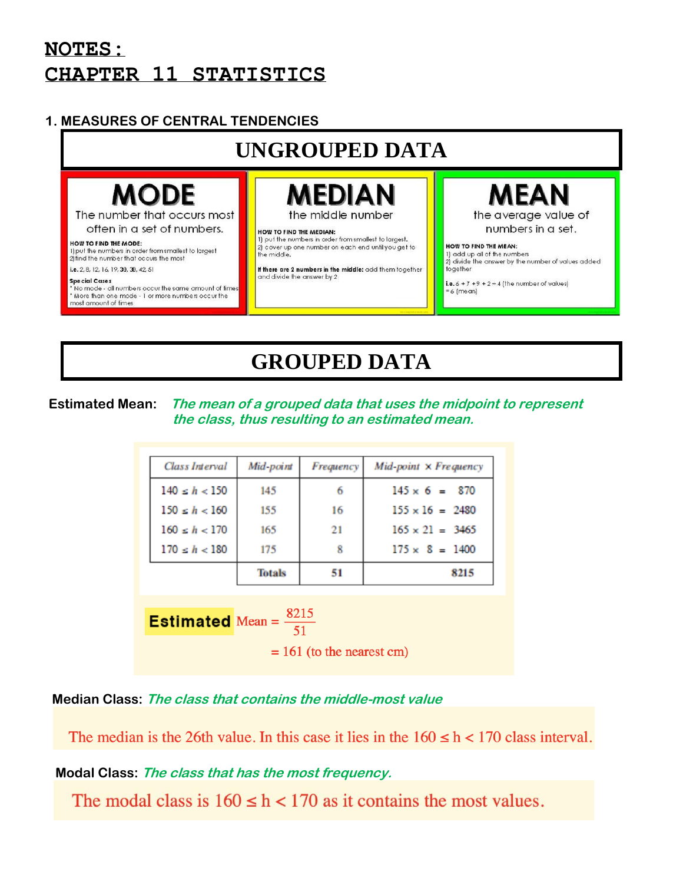# NOTES:
# CHAPTER 11 STATISTICS

## 1. MEASURES OF CENTRAL TENDENCIES

## UNGROUPED DATA

### MODE
The number that occurs most often in a set of numbers.

**HOW TO FIND THE MODE:**
1) put the numbers in order from smallest to largest
2) find the number that occurs the most

**i.e.** 2, 8, 12, 16, 19, 30, 30, 42, 51

**Special Cases**
* No mode - all numbers occur the same amount of times
* More than one mode - 1 or more numbers occur the most amount of times

### MEDIAN
the middle number

**HOW TO FIND THE MEDIAN:**
1) put the numbers in order from smallest to largest.
2) cover up one number on each end until you get to the middle.

**If there are 2 numbers in the middle:** add them together and divide the answer by 2

### MEAN
the average value of numbers in a set.

**HOW TO FIND THE MEAN:**
1) add up all of the numbers
2) divide the answer by the number of values added together

**i.e.** 6 + 7 + 9 + 2 ÷ 4 (the number of values)
= 6 (mean)

## GROUPED DATA

**Estimated Mean:** *The mean of a grouped data that uses the midpoint to represent the class, thus resulting to an estimated mean.*

| Class Interval | Mid-point | Frequency | Mid-point × Frequency |
|---|---|---|---|
| $140 \le h < 150$ | 145 | 6 | $145 \times 6 = 870$ |
| $150 \le h < 160$ | 155 | 16 | $155 \times 16 = 2480$ |
| $160 \le h < 170$ | 165 | 21 | $165 \times 21 = 3465$ |
| $170 \le h < 180$ | 175 | 8 | $175 \times 8 = 1400$ |
| | **Totals** | **51** | **8215** |

**Estimated** Mean $= \dfrac{8215}{51}$

$= 161$ (to the nearest cm)

**Median Class:** *The class that contains the middle-most value*

The median is the 26th value. In this case it lies in the $160 \le h < 170$ class interval.

**Modal Class:** *The class that has the most frequency.*

The modal class is $160 \le h < 170$ as it contains the most values.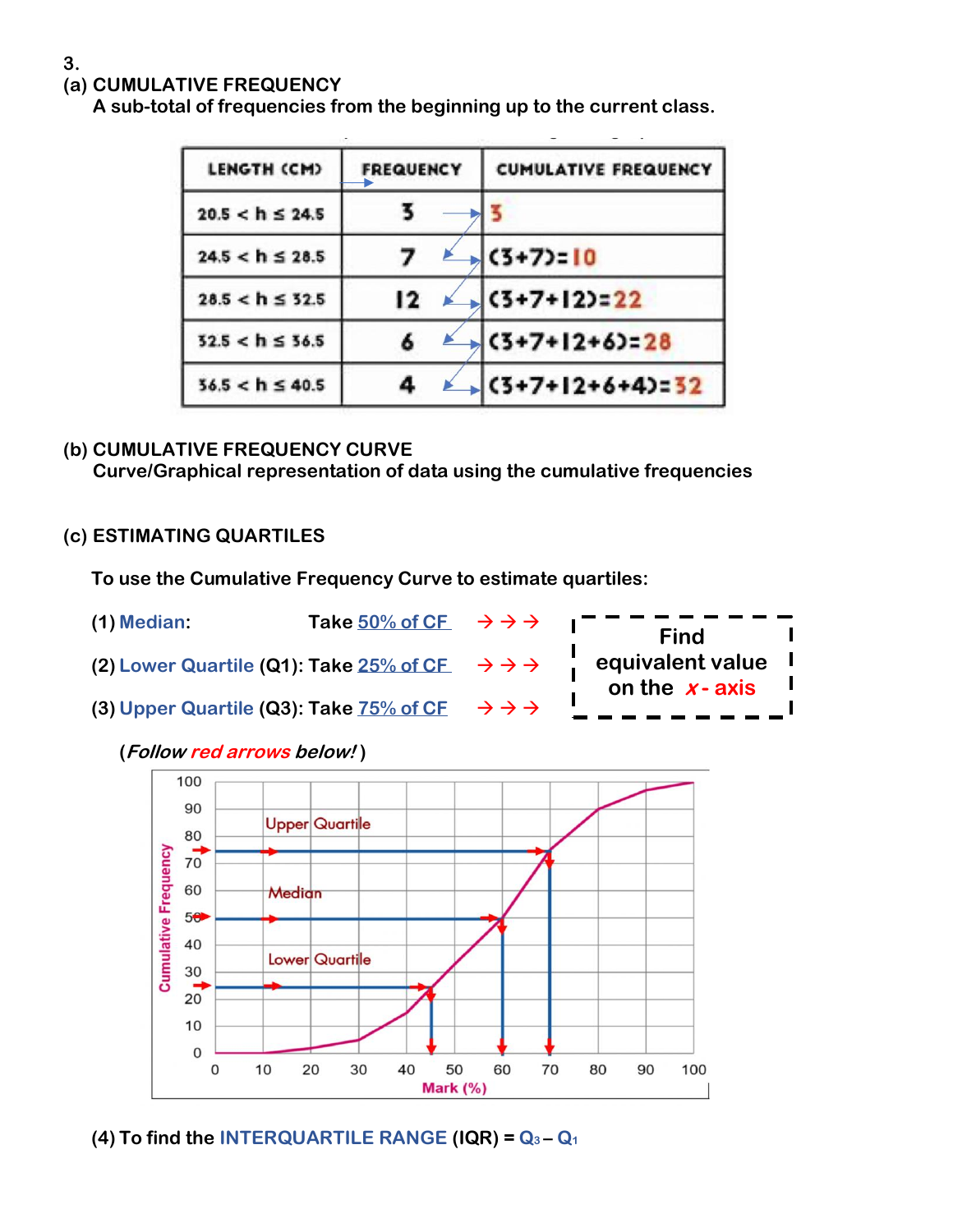3.

**(a) CUMULATIVE FREQUENCY**

A sub-total of frequencies from the beginning up to the current class.

| LENGTH (CM) | FREQUENCY | CUMULATIVE FREQUENCY |
|---|---|---|
| $20.5 < h \leq 24.5$ | 3 | 3 |
| $24.5 < h \leq 28.5$ | 7 | (3+7)=10 |
| $28.5 < h \leq 32.5$ | 12 | (3+7+12)=22 |
| $32.5 < h \leq 36.5$ | 6 | (3+7+12+6)=28 |
| $36.5 < h \leq 40.5$ | 4 | (3+7+12+6+4)=32 |

**(b) CUMULATIVE FREQUENCY CURVE**

Curve/Graphical representation of data using the cumulative frequencies

**(c) ESTIMATING QUARTILES**

To use the Cumulative Frequency Curve to estimate quartiles:

(1) Median: Take 50% of CF → → →

(2) Lower Quartile (Q1): Take 25% of CF → → →

(3) Upper Quartile (Q3): Take 75% of CF → → →

Find equivalent value on the $x$ - axis

(*Follow red arrows below!*)

(4) To find the INTERQUARTILE RANGE (IQR) = $Q_3 - Q_1$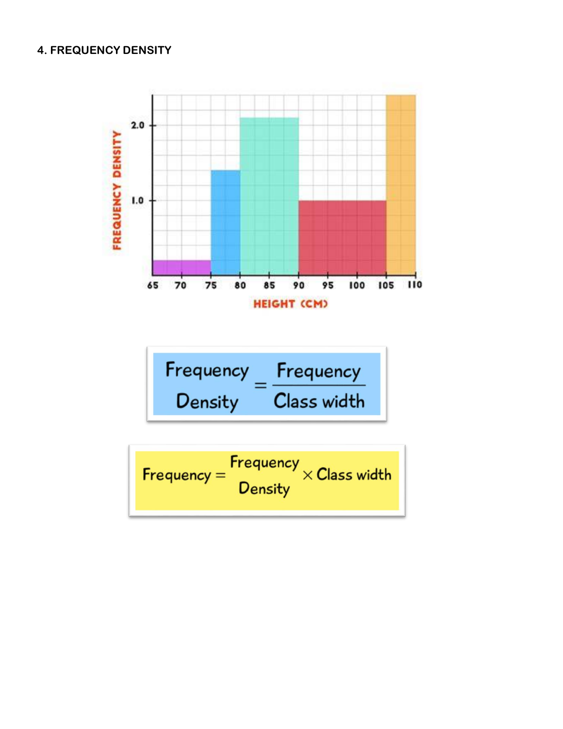## 4. FREQUENCY DENSITY

$$\text{Frequency Density} = \frac{\text{Frequency}}{\text{Class width}}$$

$$\text{Frequency} = \text{Frequency Density} \times \text{Class width}$$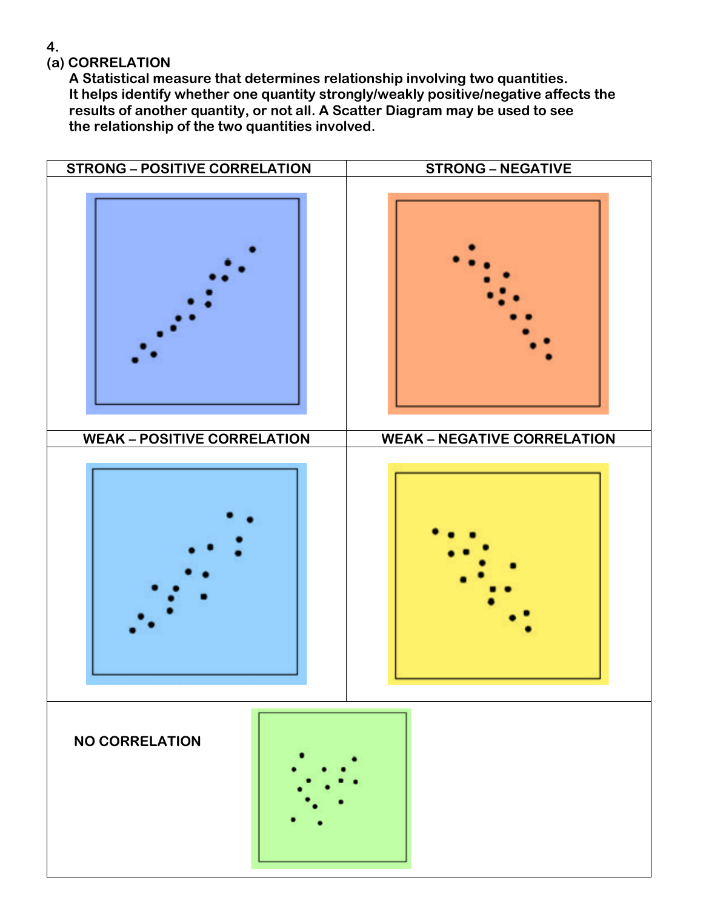4.

**(a) CORRELATION**

**A Statistical measure that determines relationship involving two quantities. It helps identify whether one quantity strongly/weakly positive/negative affects the results of another quantity, or not all. A Scatter Diagram may be used to see the relationship of the two quantities involved.**

| STRONG – POSITIVE CORRELATION | STRONG – NEGATIVE |
| --- | --- |
| | |
| **WEAK – POSITIVE CORRELATION** | **WEAK – NEGATIVE CORRELATION** |
| | |
| **NO CORRELATION** | |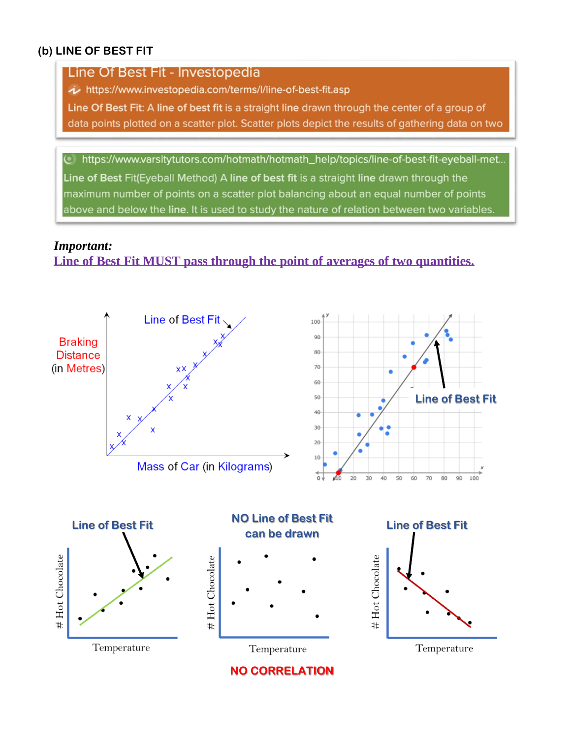## (b) LINE OF BEST FIT

**Line Of Best Fit - Investopedia**

https://www.investopedia.com/terms/l/line-of-best-fit.asp

**Line Of Best Fit**: A **line of best fit** is a straight **line** drawn through the center of a group of data points plotted on a scatter plot. Scatter plots depict the results of gathering data on two

https://www.varsitytutors.com/hotmath/hotmath_help/topics/line-of-best-fit-eyeball-met...

**Line of Best** Fit(Eyeball Method) A **line of best fit** is a straight **line** drawn through the maximum number of points on a scatter plot balancing about an equal number of points above and below the **line**. It is used to study the nature of relation between two variables.

***Important:***

**Line of Best Fit MUST pass through the point of averages of two quantities.**

Line of Best Fit

Braking Distance (in Metres)

Mass of Car (in Kilograms)

y

100

90

80

70

60

50

40

30

20

10

0

10 20 30 40 50 60 70 80 90 100

x

Line of Best Fit

Line of Best Fit

# Hot Chocolate

Temperature

NO Line of Best Fit can be drawn

# Hot Chocolate

Temperature

**NO CORRELATION**

Line of Best Fit

# Hot Chocolate

Temperature